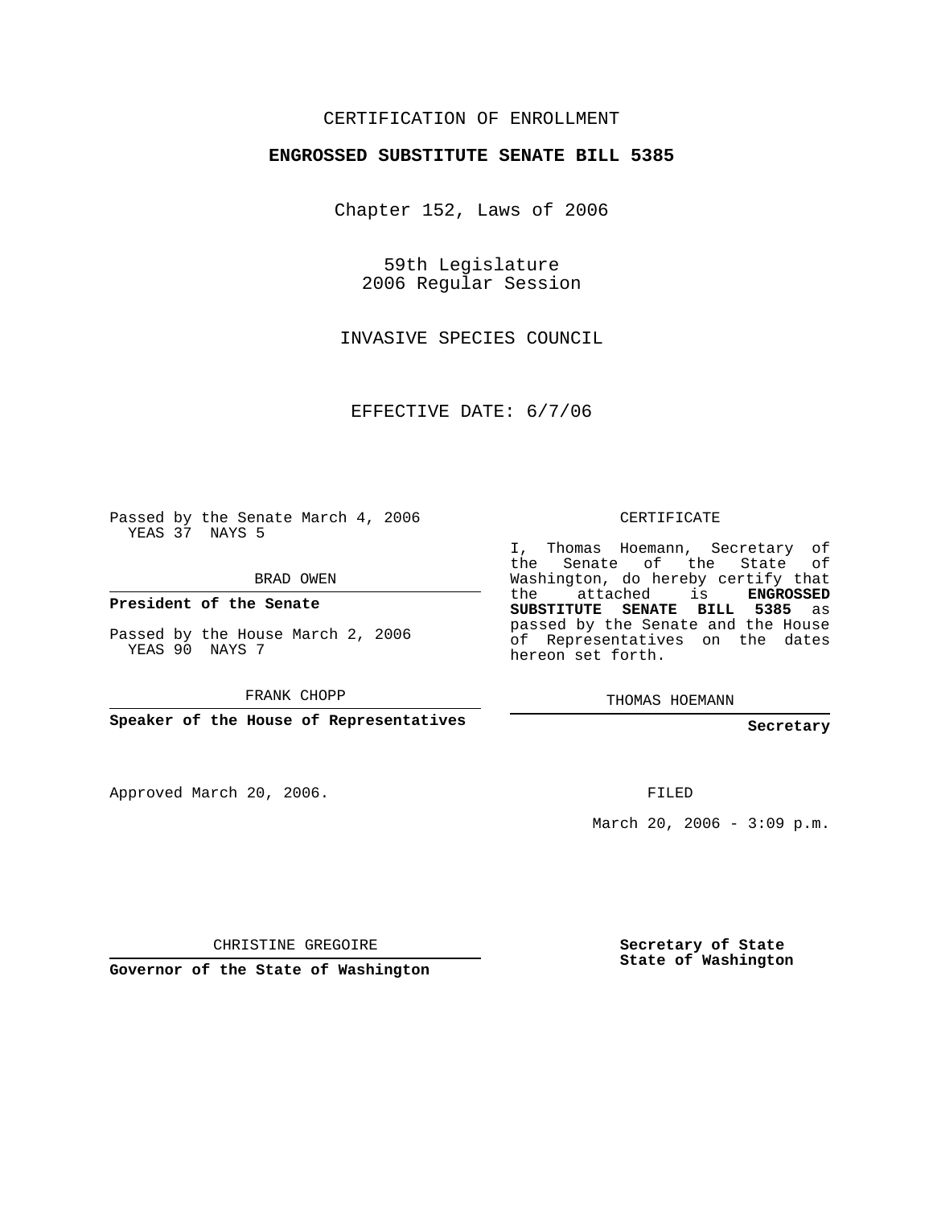CERTIFICATION OF ENROLLMENT

**ENGROSSED SUBSTITUTE SENATE BILL 5385**

Chapter 152, Laws of 2006

59th Legislature
2006 Regular Session

INVASIVE SPECIES COUNCIL

EFFECTIVE DATE: 6/7/06

Passed by the Senate March 4, 2006
YEAS 37 NAYS 5

BRAD OWEN

**President of the Senate**

Passed by the House March 2, 2006
YEAS 90 NAYS 7

FRANK CHOPP

**Speaker of the House of Representatives**

CERTIFICATE

I, Thomas Hoemann, Secretary of the Senate of the State of Washington, do hereby certify that the attached is **ENGROSSED SUBSTITUTE SENATE BILL 5385** as passed by the Senate and the House of Representatives on the dates hereon set forth.

THOMAS HOEMANN

**Secretary**

Approved March 20, 2006.

FILED

March 20, 2006 - 3:09 p.m.

CHRISTINE GREGOIRE

**Governor of the State of Washington**

**Secretary of State**
**State of Washington**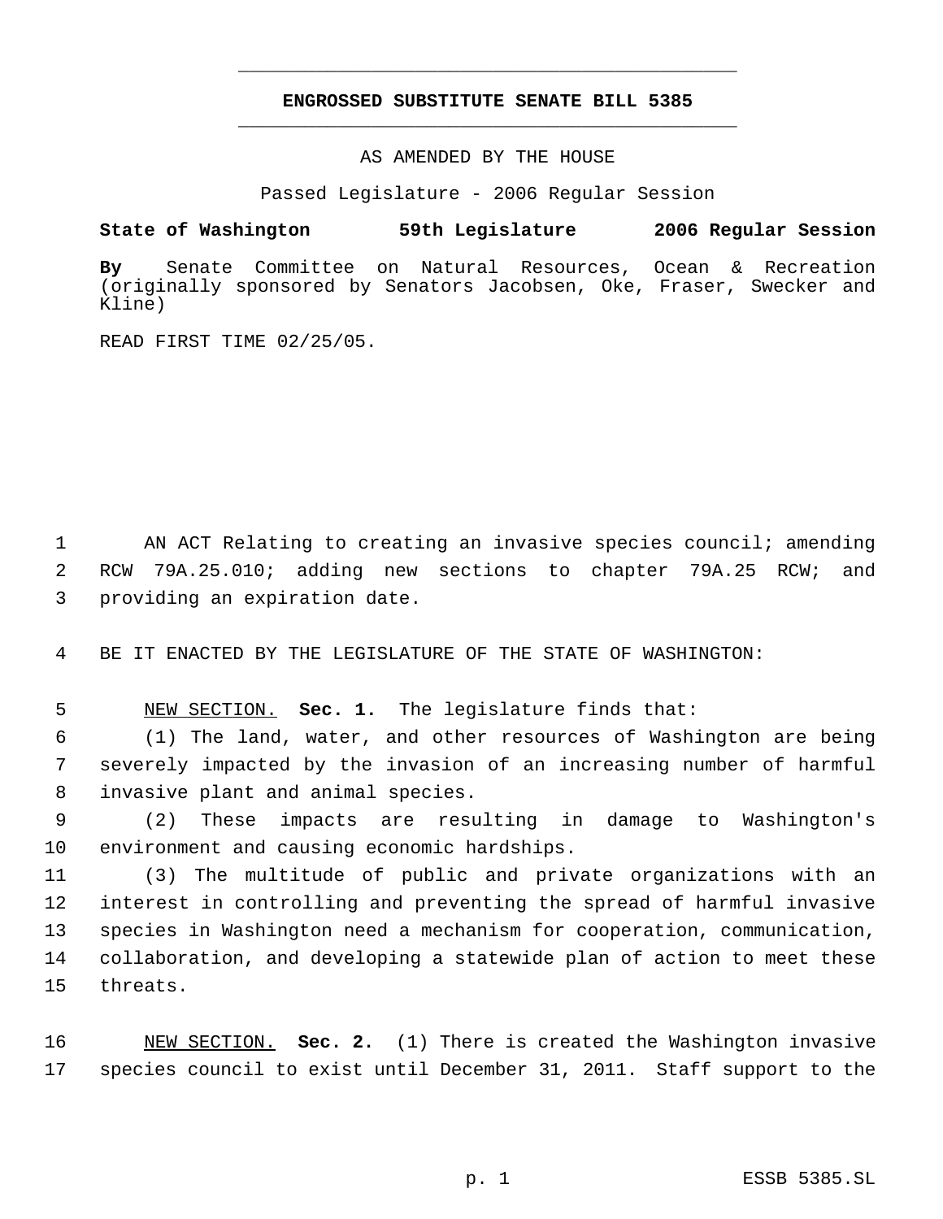# ENGROSSED SUBSTITUTE SENATE BILL 5385

AS AMENDED BY THE HOUSE

Passed Legislature - 2006 Regular Session

**State of Washington 59th Legislature 2006 Regular Session**

**By** Senate Committee on Natural Resources, Ocean & Recreation (originally sponsored by Senators Jacobsen, Oke, Fraser, Swecker and Kline)

READ FIRST TIME 02/25/05.

AN ACT Relating to creating an invasive species council; amending RCW 79A.25.010; adding new sections to chapter 79A.25 RCW; and providing an expiration date.

BE IT ENACTED BY THE LEGISLATURE OF THE STATE OF WASHINGTON:

NEW SECTION. **Sec. 1.** The legislature finds that:

(1) The land, water, and other resources of Washington are being severely impacted by the invasion of an increasing number of harmful invasive plant and animal species.

(2) These impacts are resulting in damage to Washington's environment and causing economic hardships.

(3) The multitude of public and private organizations with an interest in controlling and preventing the spread of harmful invasive species in Washington need a mechanism for cooperation, communication, collaboration, and developing a statewide plan of action to meet these threats.

NEW SECTION. **Sec. 2.** (1) There is created the Washington invasive species council to exist until December 31, 2011. Staff support to the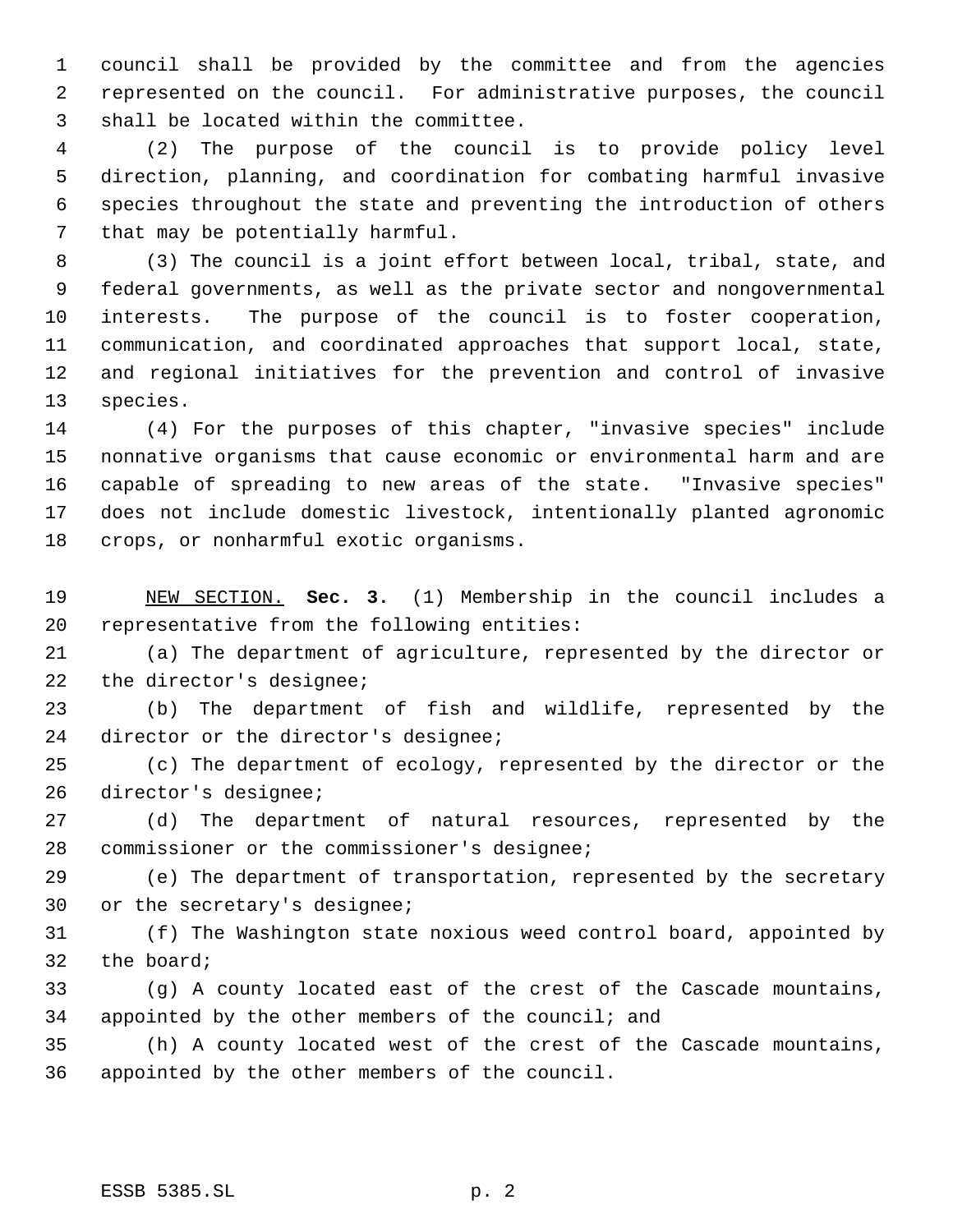council shall be provided by the committee and from the agencies represented on the council. For administrative purposes, the council shall be located within the committee.

(2) The purpose of the council is to provide policy level direction, planning, and coordination for combating harmful invasive species throughout the state and preventing the introduction of others that may be potentially harmful.

(3) The council is a joint effort between local, tribal, state, and federal governments, as well as the private sector and nongovernmental interests. The purpose of the council is to foster cooperation, communication, and coordinated approaches that support local, state, and regional initiatives for the prevention and control of invasive species.

(4) For the purposes of this chapter, "invasive species" include nonnative organisms that cause economic or environmental harm and are capable of spreading to new areas of the state. "Invasive species" does not include domestic livestock, intentionally planted agronomic crops, or nonharmful exotic organisms.

NEW SECTION. **Sec. 3.** (1) Membership in the council includes a representative from the following entities:

(a) The department of agriculture, represented by the director or the director's designee;

(b) The department of fish and wildlife, represented by the director or the director's designee;

(c) The department of ecology, represented by the director or the director's designee;

(d) The department of natural resources, represented by the commissioner or the commissioner's designee;

(e) The department of transportation, represented by the secretary or the secretary's designee;

(f) The Washington state noxious weed control board, appointed by the board;

(g) A county located east of the crest of the Cascade mountains, appointed by the other members of the council; and

(h) A county located west of the crest of the Cascade mountains, appointed by the other members of the council.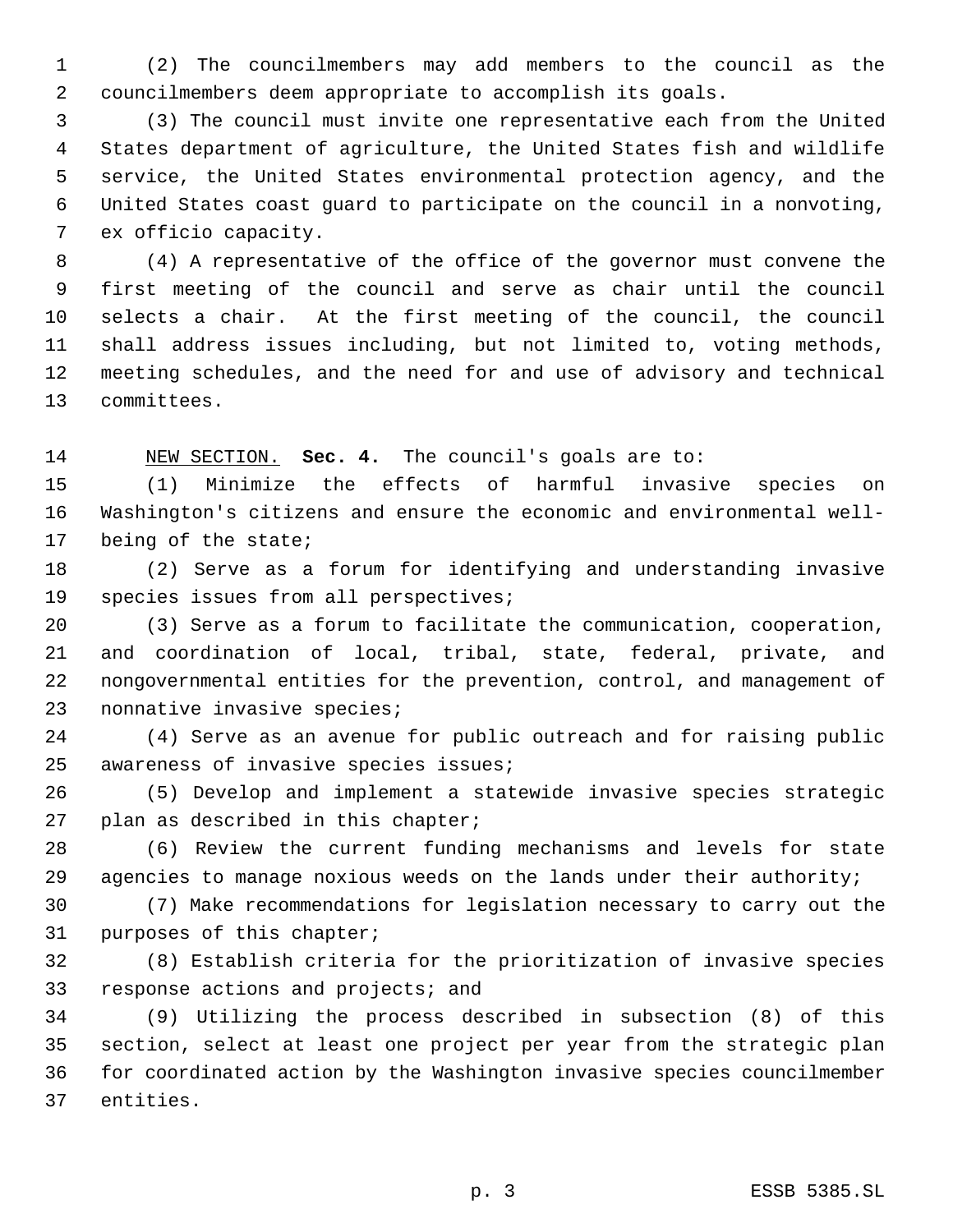(2) The councilmembers may add members to the council as the councilmembers deem appropriate to accomplish its goals.

(3) The council must invite one representative each from the United States department of agriculture, the United States fish and wildlife service, the United States environmental protection agency, and the United States coast guard to participate on the council in a nonvoting, ex officio capacity.

(4) A representative of the office of the governor must convene the first meeting of the council and serve as chair until the council selects a chair. At the first meeting of the council, the council shall address issues including, but not limited to, voting methods, meeting schedules, and the need for and use of advisory and technical committees.

NEW SECTION. **Sec. 4.** The council's goals are to:

(1) Minimize the effects of harmful invasive species on Washington's citizens and ensure the economic and environmental well-being of the state;

(2) Serve as a forum for identifying and understanding invasive species issues from all perspectives;

(3) Serve as a forum to facilitate the communication, cooperation, and coordination of local, tribal, state, federal, private, and nongovernmental entities for the prevention, control, and management of nonnative invasive species;

(4) Serve as an avenue for public outreach and for raising public awareness of invasive species issues;

(5) Develop and implement a statewide invasive species strategic plan as described in this chapter;

(6) Review the current funding mechanisms and levels for state agencies to manage noxious weeds on the lands under their authority;

(7) Make recommendations for legislation necessary to carry out the purposes of this chapter;

(8) Establish criteria for the prioritization of invasive species response actions and projects; and

(9) Utilizing the process described in subsection (8) of this section, select at least one project per year from the strategic plan for coordinated action by the Washington invasive species councilmember entities.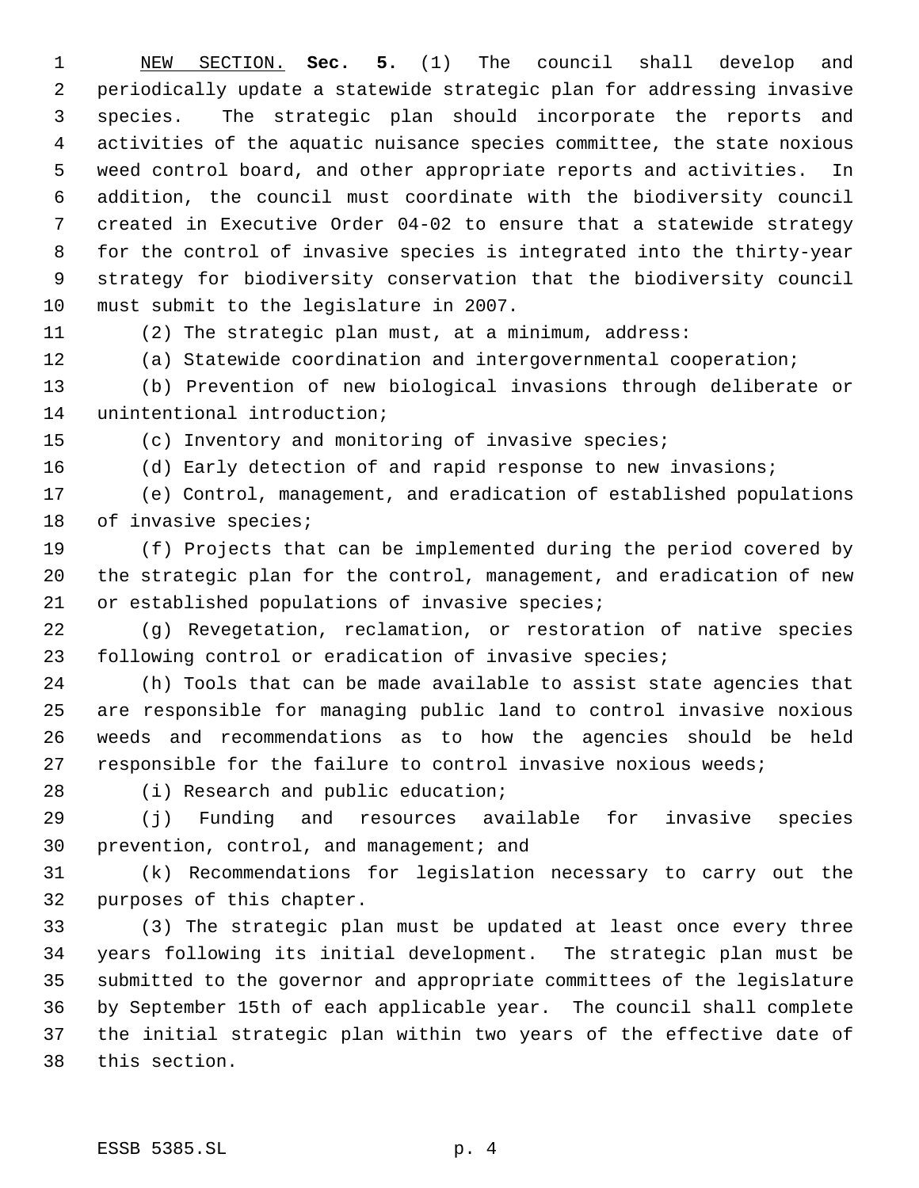NEW SECTION. **Sec. 5.** (1) The council shall develop and periodically update a statewide strategic plan for addressing invasive species. The strategic plan should incorporate the reports and activities of the aquatic nuisance species committee, the state noxious weed control board, and other appropriate reports and activities. In addition, the council must coordinate with the biodiversity council created in Executive Order 04-02 to ensure that a statewide strategy for the control of invasive species is integrated into the thirty-year strategy for biodiversity conservation that the biodiversity council must submit to the legislature in 2007.

(2) The strategic plan must, at a minimum, address:

(a) Statewide coordination and intergovernmental cooperation;

(b) Prevention of new biological invasions through deliberate or unintentional introduction;

(c) Inventory and monitoring of invasive species;

(d) Early detection of and rapid response to new invasions;

(e) Control, management, and eradication of established populations of invasive species;

(f) Projects that can be implemented during the period covered by the strategic plan for the control, management, and eradication of new or established populations of invasive species;

(g) Revegetation, reclamation, or restoration of native species following control or eradication of invasive species;

(h) Tools that can be made available to assist state agencies that are responsible for managing public land to control invasive noxious weeds and recommendations as to how the agencies should be held responsible for the failure to control invasive noxious weeds;

(i) Research and public education;

(j) Funding and resources available for invasive species prevention, control, and management; and

(k) Recommendations for legislation necessary to carry out the purposes of this chapter.

(3) The strategic plan must be updated at least once every three years following its initial development. The strategic plan must be submitted to the governor and appropriate committees of the legislature by September 15th of each applicable year. The council shall complete the initial strategic plan within two years of the effective date of this section.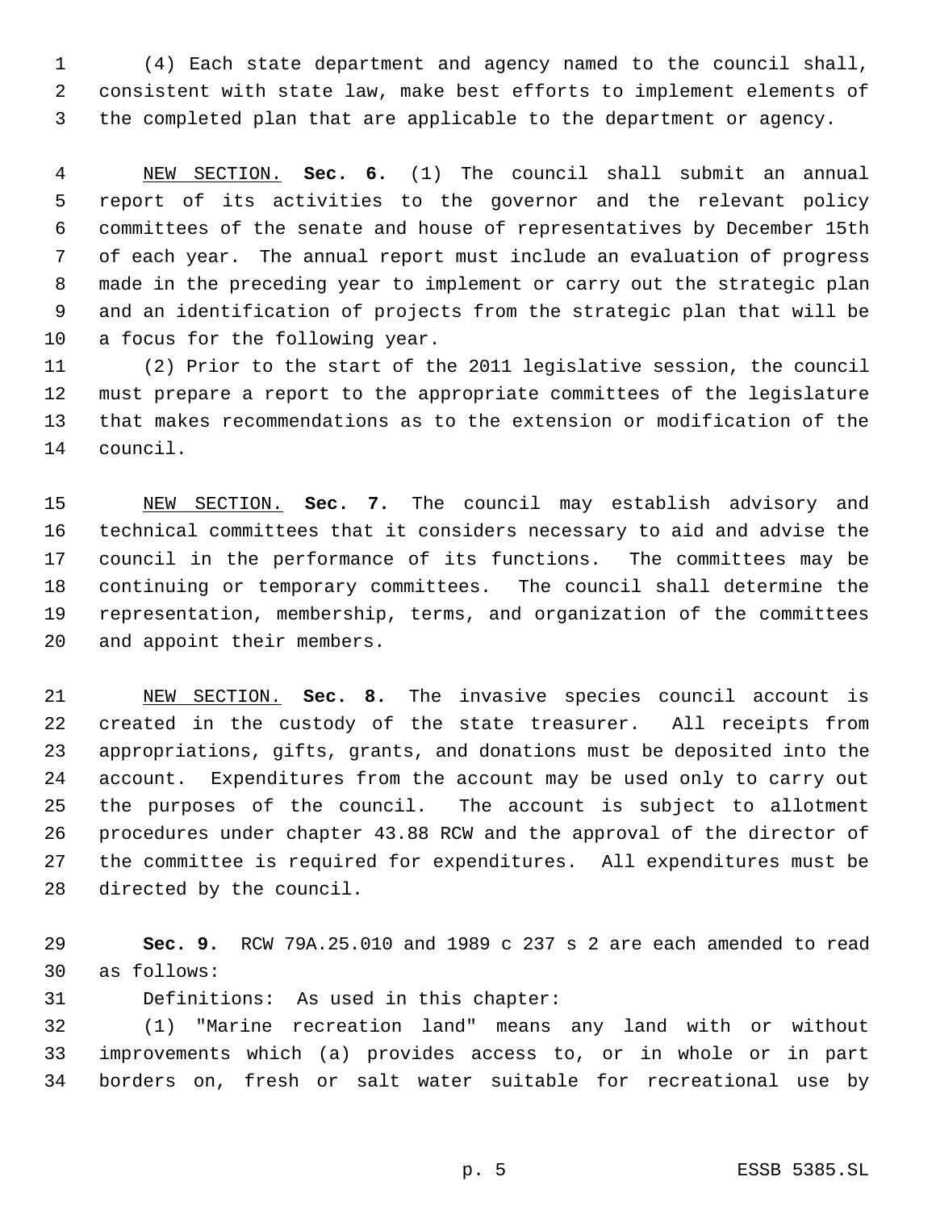(4) Each state department and agency named to the council shall, consistent with state law, make best efforts to implement elements of the completed plan that are applicable to the department or agency.

NEW SECTION. **Sec. 6.** (1) The council shall submit an annual report of its activities to the governor and the relevant policy committees of the senate and house of representatives by December 15th of each year. The annual report must include an evaluation of progress made in the preceding year to implement or carry out the strategic plan and an identification of projects from the strategic plan that will be a focus for the following year.

(2) Prior to the start of the 2011 legislative session, the council must prepare a report to the appropriate committees of the legislature that makes recommendations as to the extension or modification of the council.

NEW SECTION. **Sec. 7.** The council may establish advisory and technical committees that it considers necessary to aid and advise the council in the performance of its functions. The committees may be continuing or temporary committees. The council shall determine the representation, membership, terms, and organization of the committees and appoint their members.

NEW SECTION. **Sec. 8.** The invasive species council account is created in the custody of the state treasurer. All receipts from appropriations, gifts, grants, and donations must be deposited into the account. Expenditures from the account may be used only to carry out the purposes of the council. The account is subject to allotment procedures under chapter 43.88 RCW and the approval of the director of the committee is required for expenditures. All expenditures must be directed by the council.

**Sec. 9.** RCW 79A.25.010 and 1989 c 237 s 2 are each amended to read as follows:

Definitions: As used in this chapter:

(1) "Marine recreation land" means any land with or without improvements which (a) provides access to, or in whole or in part borders on, fresh or salt water suitable for recreational use by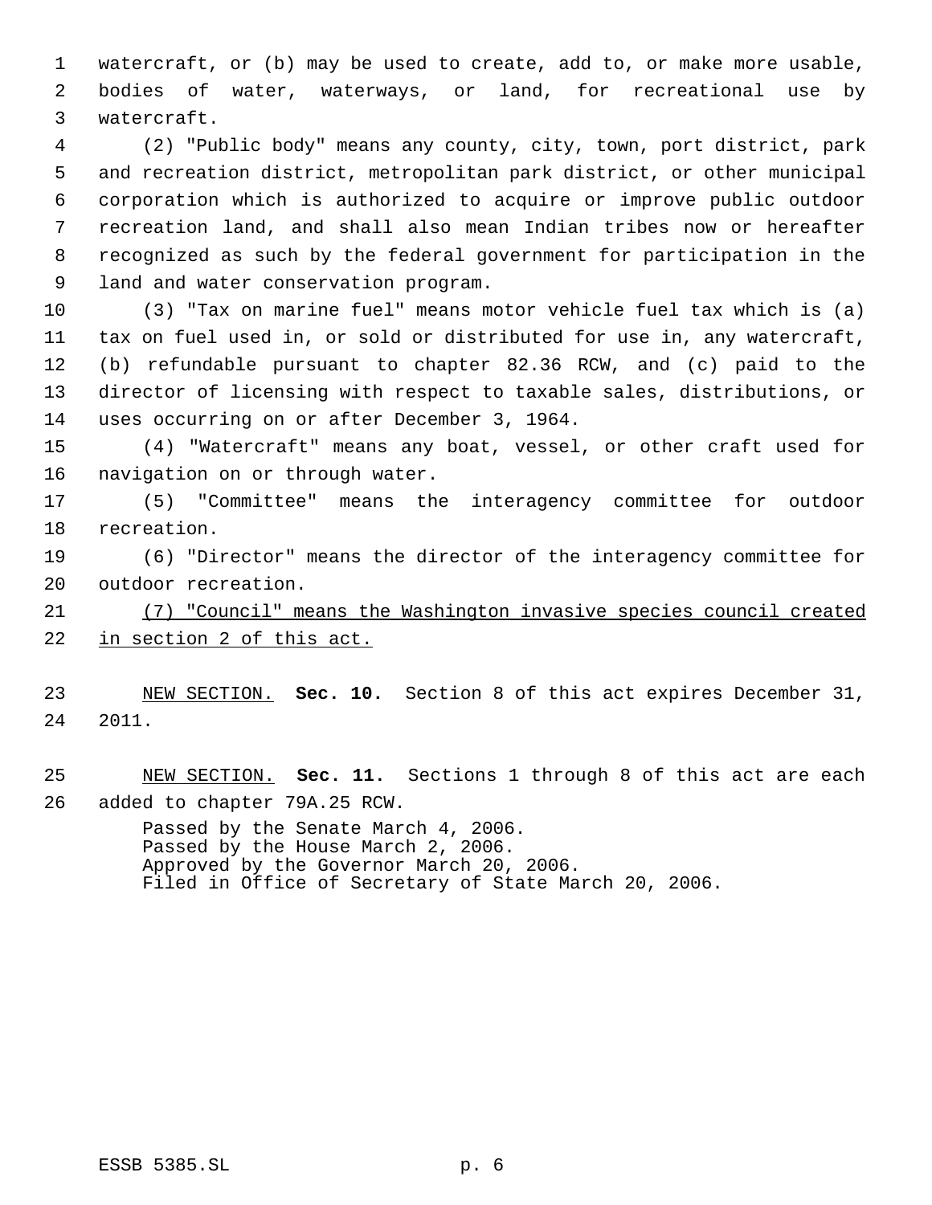watercraft, or (b) may be used to create, add to, or make more usable, bodies of water, waterways, or land, for recreational use by watercraft.

(2) "Public body" means any county, city, town, port district, park and recreation district, metropolitan park district, or other municipal corporation which is authorized to acquire or improve public outdoor recreation land, and shall also mean Indian tribes now or hereafter recognized as such by the federal government for participation in the land and water conservation program.

(3) "Tax on marine fuel" means motor vehicle fuel tax which is (a) tax on fuel used in, or sold or distributed for use in, any watercraft, (b) refundable pursuant to chapter 82.36 RCW, and (c) paid to the director of licensing with respect to taxable sales, distributions, or uses occurring on or after December 3, 1964.

(4) "Watercraft" means any boat, vessel, or other craft used for navigation on or through water.

(5) "Committee" means the interagency committee for outdoor recreation.

(6) "Director" means the director of the interagency committee for outdoor recreation.

(7) "Council" means the Washington invasive species council created in section 2 of this act.

NEW SECTION. **Sec. 10.** Section 8 of this act expires December 31, 2011.

NEW SECTION. **Sec. 11.** Sections 1 through 8 of this act are each added to chapter 79A.25 RCW.

Passed by the Senate March 4, 2006.
Passed by the House March 2, 2006.
Approved by the Governor March 20, 2006.
Filed in Office of Secretary of State March 20, 2006.